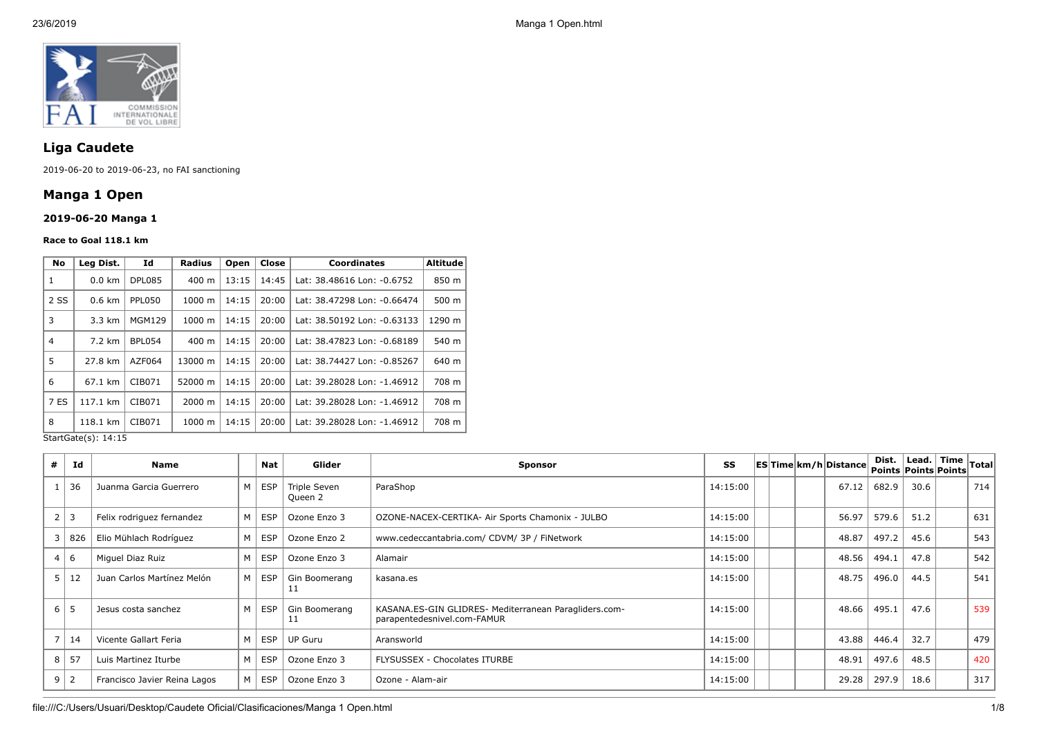## Liga Caudete

2019-06-20 to 2019-06-23, no FAI sanctioning

## Manga 1 Open

### 2019-06-20 Manga 1

#### Race to Goal 118.1 km

| No | Leg Dist. | Id | Radius | Open | Close | Coordinates | Altitude |
|---|---|---|---|---|---|---|---|
| 1 | 0.0 km | DPL085 | 400 m | 13:15 | 14:45 | Lat: 38.48616 Lon: -0.6752 | 850 m |
| 2 SS | 0.6 km | PPL050 | 1000 m | 14:15 | 20:00 | Lat: 38.47298 Lon: -0.66474 | 500 m |
| 3 | 3.3 km | MGM129 | 1000 m | 14:15 | 20:00 | Lat: 38.50192 Lon: -0.63133 | 1290 m |
| 4 | 7.2 km | BPL054 | 400 m | 14:15 | 20:00 | Lat: 38.47823 Lon: -0.68189 | 540 m |
| 5 | 27.8 km | AZF064 | 13000 m | 14:15 | 20:00 | Lat: 38.74427 Lon: -0.85267 | 640 m |
| 6 | 67.1 km | CIB071 | 52000 m | 14:15 | 20:00 | Lat: 39.28028 Lon: -1.46912 | 708 m |
| 7 ES | 117.1 km | CIB071 | 2000 m | 14:15 | 20:00 | Lat: 39.28028 Lon: -1.46912 | 708 m |
| 8 | 118.1 km | CIB071 | 1000 m | 14:15 | 20:00 | Lat: 39.28028 Lon: -1.46912 | 708 m |

StartGate(s): 14:15

| # | Id | Name | | Nat | Glider | Sponsor | SS | ES | Time | km/h | Distance | Dist. Points | Lead. Points | Time Points | Total |
|---|---|---|---|---|---|---|---|---|---|---|---|---|---|---|---|
| 1 | 36 | Juanma Garcia Guerrero | M | ESP | Triple Seven Queen 2 | ParaShop | 14:15:00 | | | | 67.12 | 682.9 | 30.6 | | 714 |
| 2 | 3 | Felix rodriguez fernandez | M | ESP | Ozone Enzo 3 | OZONE-NACEX-CERTIKA- Air Sports Chamonix - JULBO | 14:15:00 | | | | 56.97 | 579.6 | 51.2 | | 631 |
| 3 | 826 | Elio Mühlach Rodríguez | M | ESP | Ozone Enzo 2 | www.cedeccantabria.com/ CDVM/ 3P / FiNetwork | 14:15:00 | | | | 48.87 | 497.2 | 45.6 | | 543 |
| 4 | 6 | Miguel Diaz Ruiz | M | ESP | Ozone Enzo 3 | Alamair | 14:15:00 | | | | 48.56 | 494.1 | 47.8 | | 542 |
| 5 | 12 | Juan Carlos Martínez Melón | M | ESP | Gin Boomerang 11 | kasana.es | 14:15:00 | | | | 48.75 | 496.0 | 44.5 | | 541 |
| 6 | 5 | Jesus costa sanchez | M | ESP | Gin Boomerang 11 | KASANA.ES-GIN GLIDRES- Mediterranean Paragliders.com- parapentedesnivel.com-FAMUR | 14:15:00 | | | | 48.66 | 495.1 | 47.6 | | 539 |
| 7 | 14 | Vicente Gallart Feria | M | ESP | UP Guru | Aransworld | 14:15:00 | | | | 43.88 | 446.4 | 32.7 | | 479 |
| 8 | 57 | Luis Martinez Iturbe | M | ESP | Ozone Enzo 3 | FLYSUSSEX - Chocolates ITURBE | 14:15:00 | | | | 48.91 | 497.6 | 48.5 | | 420 |
| 9 | 2 | Francisco Javier Reina Lagos | M | ESP | Ozone Enzo 3 | Ozone - Alam-air | 14:15:00 | | | | 29.28 | 297.9 | 18.6 | | 317 |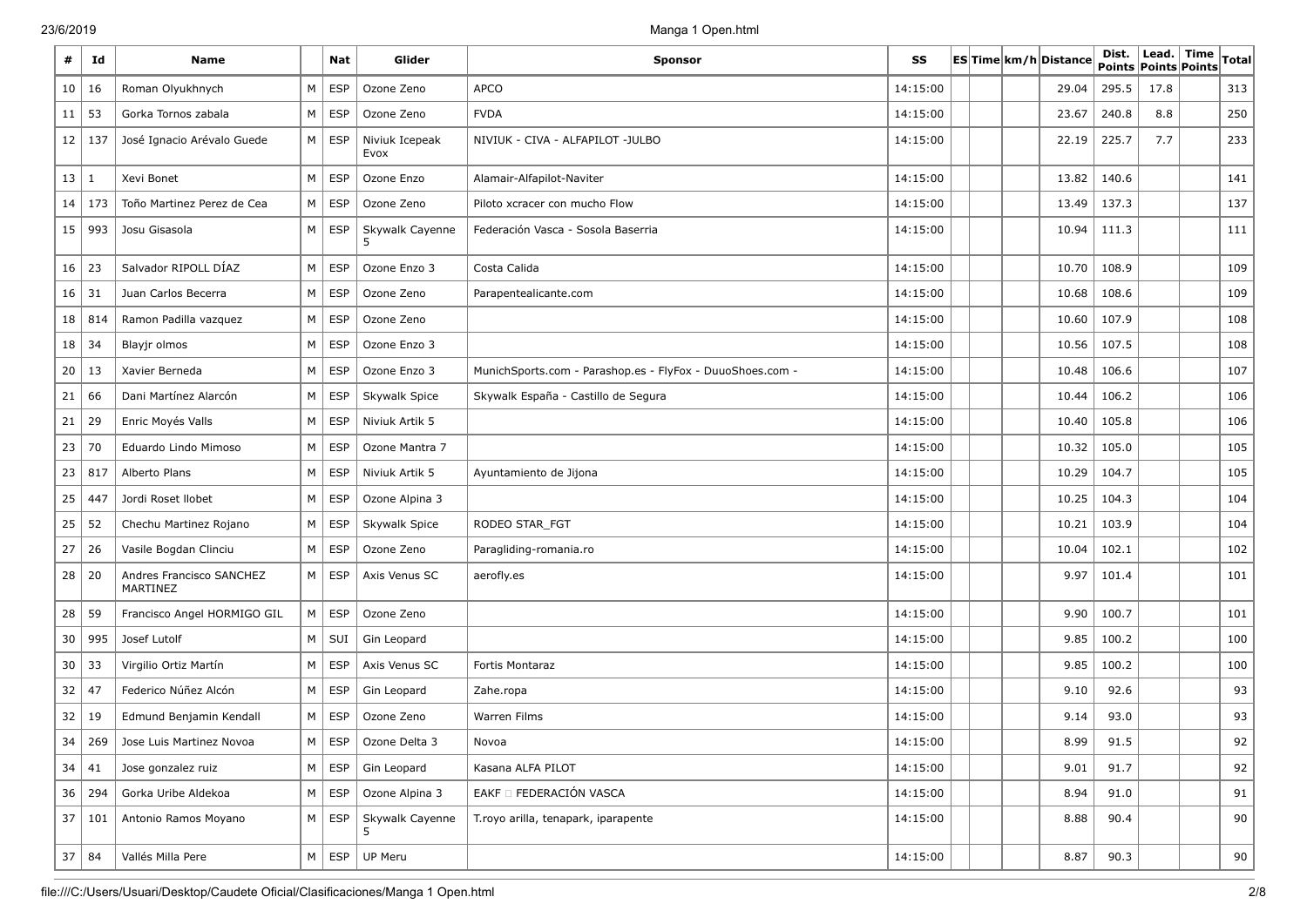| # | Id | Name | | Nat | Glider | Sponsor | SS | ES | Time | km/h | Distance | Dist. Points | Lead. Points | Time Points | Total |
|---|---|---|---|---|---|---|---|---|---|---|---|---|---|---|---|
| 10 | 16 | Roman Olyukhnych | M | ESP | Ozone Zeno | APCO | 14:15:00 | | | | 29.04 | 295.5 | 17.8 | | 313 |
| 11 | 53 | Gorka Tornos zabala | M | ESP | Ozone Zeno | FVDA | 14:15:00 | | | | 23.67 | 240.8 | 8.8 | | 250 |
| 12 | 137 | José Ignacio Arévalo Guede | M | ESP | Niviuk Icepeak Evox | NIVIUK - CIVA - ALFAPILOT -JULBO | 14:15:00 | | | | 22.19 | 225.7 | 7.7 | | 233 |
| 13 | 1 | Xevi Bonet | M | ESP | Ozone Enzo | Alamair-Alfapilot-Naviter | 14:15:00 | | | | 13.82 | 140.6 | | | 141 |
| 14 | 173 | Toño Martinez Perez de Cea | M | ESP | Ozone Zeno | Piloto xcracer con mucho Flow | 14:15:00 | | | | 13.49 | 137.3 | | | 137 |
| 15 | 993 | Josu Gisasola | M | ESP | Skywalk Cayenne 5 | Federación Vasca - Sosola Baserria | 14:15:00 | | | | 10.94 | 111.3 | | | 111 |
| 16 | 23 | Salvador RIPOLL DÍAZ | M | ESP | Ozone Enzo 3 | Costa Calida | 14:15:00 | | | | 10.70 | 108.9 | | | 109 |
| 16 | 31 | Juan Carlos Becerra | M | ESP | Ozone Zeno | Parapentealicante.com | 14:15:00 | | | | 10.68 | 108.6 | | | 109 |
| 18 | 814 | Ramon Padilla vazquez | M | ESP | Ozone Zeno | | 14:15:00 | | | | 10.60 | 107.9 | | | 108 |
| 18 | 34 | Blayjr olmos | M | ESP | Ozone Enzo 3 | | 14:15:00 | | | | 10.56 | 107.5 | | | 108 |
| 20 | 13 | Xavier Berneda | M | ESP | Ozone Enzo 3 | MunichSports.com - Parashop.es - FlyFox - DuuoShoes.com - | 14:15:00 | | | | 10.48 | 106.6 | | | 107 |
| 21 | 66 | Dani Martínez Alarcón | M | ESP | Skywalk Spice | Skywalk España - Castillo de Segura | 14:15:00 | | | | 10.44 | 106.2 | | | 106 |
| 21 | 29 | Enric Moyés Valls | M | ESP | Niviuk Artik 5 | | 14:15:00 | | | | 10.40 | 105.8 | | | 106 |
| 23 | 70 | Eduardo Lindo Mimoso | M | ESP | Ozone Mantra 7 | | 14:15:00 | | | | 10.32 | 105.0 | | | 105 |
| 23 | 817 | Alberto Plans | M | ESP | Niviuk Artik 5 | Ayuntamiento de Jijona | 14:15:00 | | | | 10.29 | 104.7 | | | 105 |
| 25 | 447 | Jordi Roset llobet | M | ESP | Ozone Alpina 3 | | 14:15:00 | | | | 10.25 | 104.3 | | | 104 |
| 25 | 52 | Chechu Martinez Rojano | M | ESP | Skywalk Spice | RODEO STAR_FGT | 14:15:00 | | | | 10.21 | 103.9 | | | 104 |
| 27 | 26 | Vasile Bogdan Clinciu | M | ESP | Ozone Zeno | Paragliding-romania.ro | 14:15:00 | | | | 10.04 | 102.1 | | | 102 |
| 28 | 20 | Andres Francisco SANCHEZ MARTINEZ | M | ESP | Axis Venus SC | aerofly.es | 14:15:00 | | | | 9.97 | 101.4 | | | 101 |
| 28 | 59 | Francisco Angel HORMIGO GIL | M | ESP | Ozone Zeno | | 14:15:00 | | | | 9.90 | 100.7 | | | 101 |
| 30 | 995 | Josef Lutolf | M | SUI | Gin Leopard | | 14:15:00 | | | | 9.85 | 100.2 | | | 100 |
| 30 | 33 | Virgilio Ortiz Martín | M | ESP | Axis Venus SC | Fortis Montaraz | 14:15:00 | | | | 9.85 | 100.2 | | | 100 |
| 32 | 47 | Federico Núñez Alcón | M | ESP | Gin Leopard | Zahe.ropa | 14:15:00 | | | | 9.10 | 92.6 | | | 93 |
| 32 | 19 | Edmund Benjamin Kendall | M | ESP | Ozone Zeno | Warren Films | 14:15:00 | | | | 9.14 | 93.0 | | | 93 |
| 34 | 269 | Jose Luis Martinez Novoa | M | ESP | Ozone Delta 3 | Novoa | 14:15:00 | | | | 8.99 | 91.5 | | | 92 |
| 34 | 41 | Jose gonzalez ruiz | M | ESP | Gin Leopard | Kasana ALFA PILOT | 14:15:00 | | | | 9.01 | 91.7 | | | 92 |
| 36 | 294 | Gorka Uribe Aldekoa | M | ESP | Ozone Alpina 3 | EAKF FEDERACIÓN VASCA | 14:15:00 | | | | 8.94 | 91.0 | | | 91 |
| 37 | 101 | Antonio Ramos Moyano | M | ESP | Skywalk Cayenne 5 | T.royo arilla, tenapark, iparapente | 14:15:00 | | | | 8.88 | 90.4 | | | 90 |
| 37 | 84 | Vallés Milla Pere | M | ESP | UP Meru | | 14:15:00 | | | | 8.87 | 90.3 | | | 90 |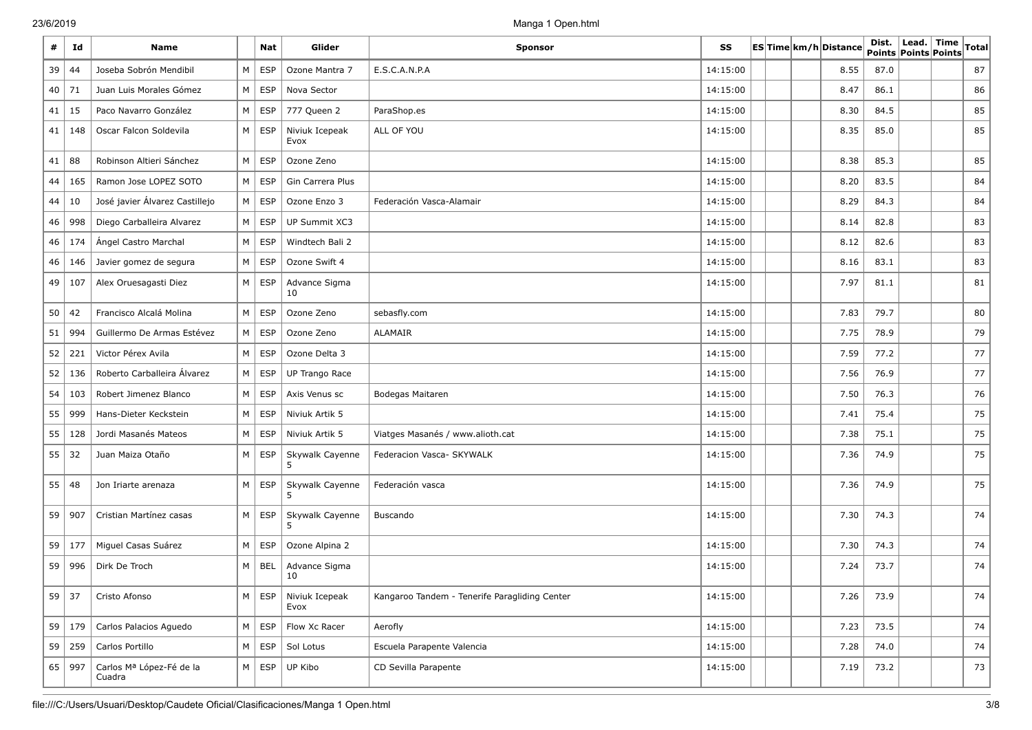| # | Id | Name | | Nat | Glider | Sponsor | SS | ES | Time | km/h | Distance | Dist. Points | Lead. Points | Time Points | Total |
|---|---|---|---|---|---|---|---|---|---|---|---|---|---|---|---|
| 39 | 44 | Joseba Sobrón Mendibil | M | ESP | Ozone Mantra 7 | E.S.C.A.N.P.A | 14:15:00 | | | | 8.55 | 87.0 | | | 87 |
| 40 | 71 | Juan Luis Morales Gómez | M | ESP | Nova Sector | | 14:15:00 | | | | 8.47 | 86.1 | | | 86 |
| 41 | 15 | Paco Navarro González | M | ESP | 777 Queen 2 | ParaShop.es | 14:15:00 | | | | 8.30 | 84.5 | | | 85 |
| 41 | 148 | Oscar Falcon Soldevila | M | ESP | Niviuk Icepeak Evox | ALL OF YOU | 14:15:00 | | | | 8.35 | 85.0 | | | 85 |
| 41 | 88 | Robinson Altieri Sánchez | M | ESP | Ozone Zeno | | 14:15:00 | | | | 8.38 | 85.3 | | | 85 |
| 44 | 165 | Ramon Jose LOPEZ SOTO | M | ESP | Gin Carrera Plus | | 14:15:00 | | | | 8.20 | 83.5 | | | 84 |
| 44 | 10 | José javier Álvarez Castillejo | M | ESP | Ozone Enzo 3 | Federación Vasca-Alamair | 14:15:00 | | | | 8.29 | 84.3 | | | 84 |
| 46 | 998 | Diego Carballeira Alvarez | M | ESP | UP Summit XC3 | | 14:15:00 | | | | 8.14 | 82.8 | | | 83 |
| 46 | 174 | Ángel Castro Marchal | M | ESP | Windtech Bali 2 | | 14:15:00 | | | | 8.12 | 82.6 | | | 83 |
| 46 | 146 | Javier gomez de segura | M | ESP | Ozone Swift 4 | | 14:15:00 | | | | 8.16 | 83.1 | | | 83 |
| 49 | 107 | Alex Oruesagasti Diez | M | ESP | Advance Sigma 10 | | 14:15:00 | | | | 7.97 | 81.1 | | | 81 |
| 50 | 42 | Francisco Alcalá Molina | M | ESP | Ozone Zeno | sebasfly.com | 14:15:00 | | | | 7.83 | 79.7 | | | 80 |
| 51 | 994 | Guillermo De Armas Estévez | M | ESP | Ozone Zeno | ALAMAIR | 14:15:00 | | | | 7.75 | 78.9 | | | 79 |
| 52 | 221 | Victor Pérex Avila | M | ESP | Ozone Delta 3 | | 14:15:00 | | | | 7.59 | 77.2 | | | 77 |
| 52 | 136 | Roberto Carballeira Álvarez | M | ESP | UP Trango Race | | 14:15:00 | | | | 7.56 | 76.9 | | | 77 |
| 54 | 103 | Robert Jimenez Blanco | M | ESP | Axis Venus sc | Bodegas Maitaren | 14:15:00 | | | | 7.50 | 76.3 | | | 76 |
| 55 | 999 | Hans-Dieter Keckstein | M | ESP | Niviuk Artik 5 | | 14:15:00 | | | | 7.41 | 75.4 | | | 75 |
| 55 | 128 | Jordi Masanés Mateos | M | ESP | Niviuk Artik 5 | Viatges Masanés / www.alioth.cat | 14:15:00 | | | | 7.38 | 75.1 | | | 75 |
| 55 | 32 | Juan Maiza Otaño | M | ESP | Skywalk Cayenne 5 | Federacion Vasca- SKYWALK | 14:15:00 | | | | 7.36 | 74.9 | | | 75 |
| 55 | 48 | Jon Iriarte arenaza | M | ESP | Skywalk Cayenne 5 | Federación vasca | 14:15:00 | | | | 7.36 | 74.9 | | | 75 |
| 59 | 907 | Cristian Martínez casas | M | ESP | Skywalk Cayenne 5 | Buscando | 14:15:00 | | | | 7.30 | 74.3 | | | 74 |
| 59 | 177 | Miguel Casas Suárez | M | ESP | Ozone Alpina 2 | | 14:15:00 | | | | 7.30 | 74.3 | | | 74 |
| 59 | 996 | Dirk De Troch | M | BEL | Advance Sigma 10 | | 14:15:00 | | | | 7.24 | 73.7 | | | 74 |
| 59 | 37 | Cristo Afonso | M | ESP | Niviuk Icepeak Evox | Kangaroo Tandem - Tenerife Paragliding Center | 14:15:00 | | | | 7.26 | 73.9 | | | 74 |
| 59 | 179 | Carlos Palacios Aguedo | M | ESP | Flow Xc Racer | Aerofly | 14:15:00 | | | | 7.23 | 73.5 | | | 74 |
| 59 | 259 | Carlos Portillo | M | ESP | Sol Lotus | Escuela Parapente Valencia | 14:15:00 | | | | 7.28 | 74.0 | | | 74 |
| 65 | 997 | Carlos Mª López-Fé de la Cuadra | M | ESP | UP Kibo | CD Sevilla Parapente | 14:15:00 | | | | 7.19 | 73.2 | | | 73 |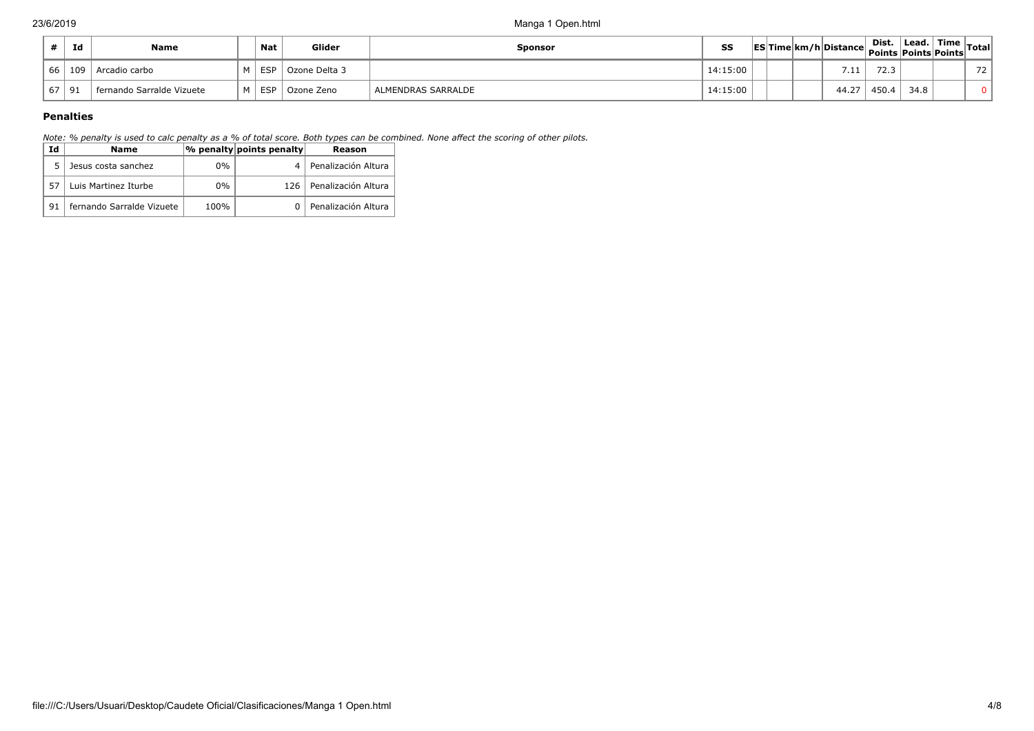| # | Id | Name | | Nat | Glider | Sponsor | SS | ES | Time | km/h | Distance | Dist. Points | Lead. Points | Time Points | Total |
|---|---|---|---|---|---|---|---|---|---|---|---|---|---|---|---|
| 66 | 109 | Arcadio carbo | M | ESP | Ozone Delta 3 | | 14:15:00 | | | | 7.11 | 72.3 | | | 72 |
| 67 | 91 | fernando Sarralde Vizuete | M | ESP | Ozone Zeno | ALMENDRAS SARRALDE | 14:15:00 | | | | 44.27 | 450.4 | 34.8 | | 0 |

### Penalties

*Note: % penalty is used to calc penalty as a % of total score. Both types can be combined. None affect the scoring of other pilots.*

| Id | Name | % penalty | points penalty | Reason |
|---|---|---|---|---|
| 5 | Jesus costa sanchez | 0% | 4 | Penalización Altura |
| 57 | Luis Martinez Iturbe | 0% | 126 | Penalización Altura |
| 91 | fernando Sarralde Vizuete | 100% | 0 | Penalización Altura |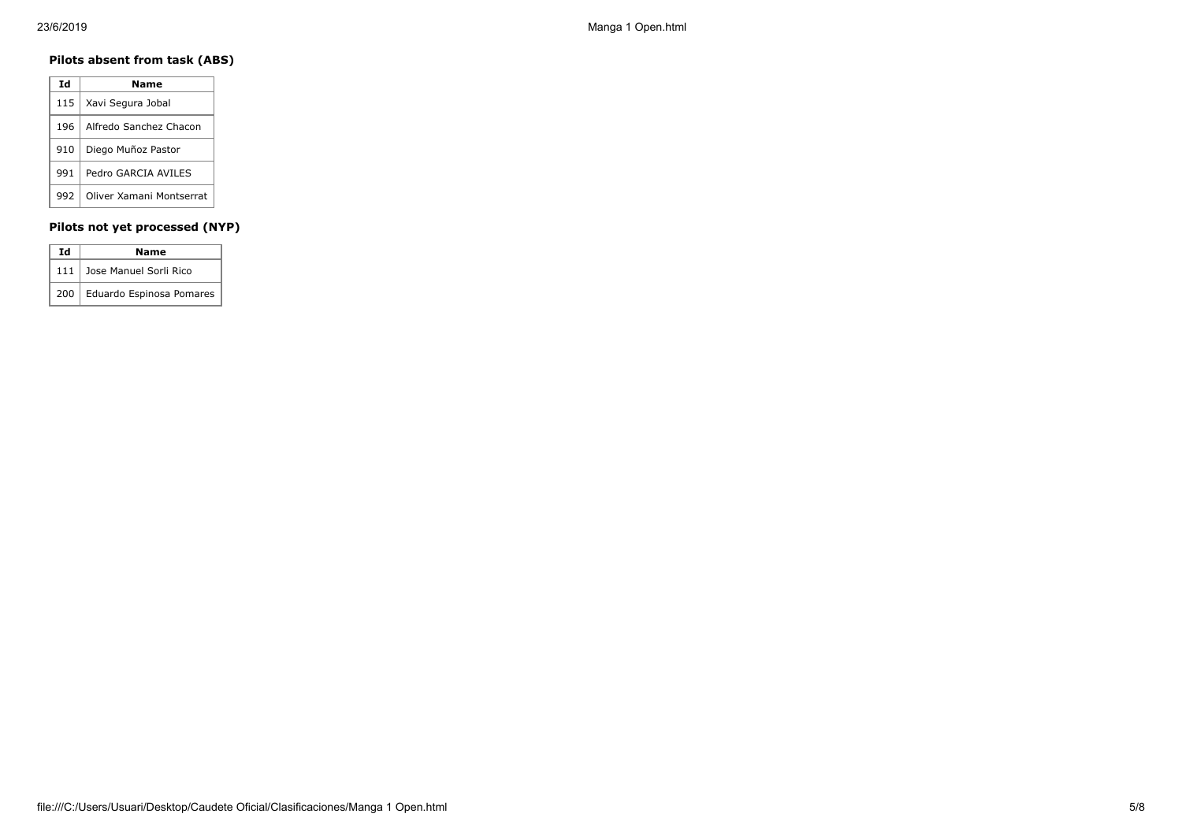### Pilots absent from task (ABS)

| Id | Name |
|---|---|
| 115 | Xavi Segura Jobal |
| 196 | Alfredo Sanchez Chacon |
| 910 | Diego Muñoz Pastor |
| 991 | Pedro GARCIA AVILES |
| 992 | Oliver Xamani Montserrat |

### Pilots not yet processed (NYP)

| Id | Name |
|---|---|
| 111 | Jose Manuel Sorli Rico |
| 200 | Eduardo Espinosa Pomares |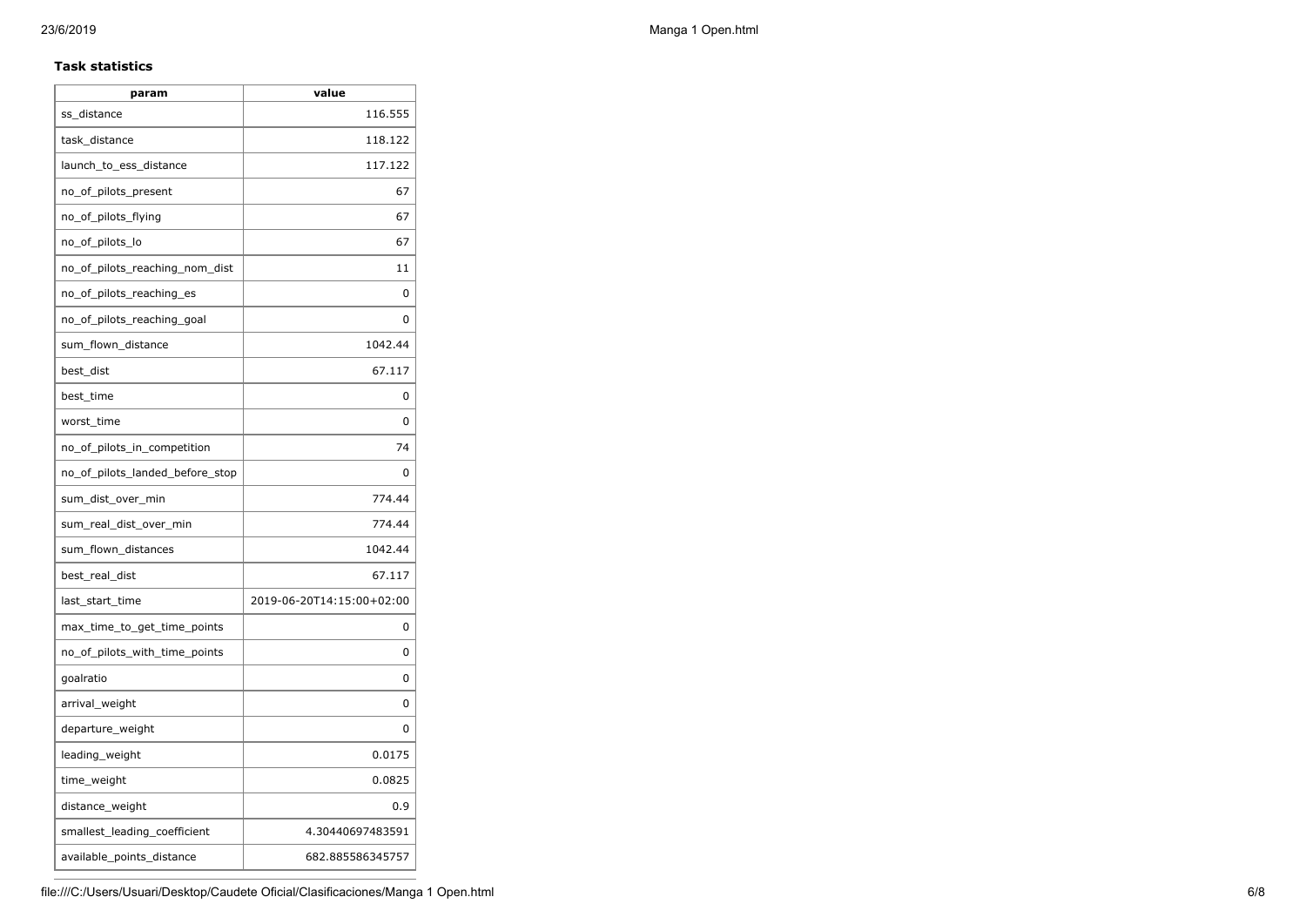**Task statistics**

| param | value |
| --- | --- |
| ss_distance | 116.555 |
| task_distance | 118.122 |
| launch_to_ess_distance | 117.122 |
| no_of_pilots_present | 67 |
| no_of_pilots_flying | 67 |
| no_of_pilots_lo | 67 |
| no_of_pilots_reaching_nom_dist | 11 |
| no_of_pilots_reaching_es | 0 |
| no_of_pilots_reaching_goal | 0 |
| sum_flown_distance | 1042.44 |
| best_dist | 67.117 |
| best_time | 0 |
| worst_time | 0 |
| no_of_pilots_in_competition | 74 |
| no_of_pilots_landed_before_stop | 0 |
| sum_dist_over_min | 774.44 |
| sum_real_dist_over_min | 774.44 |
| sum_flown_distances | 1042.44 |
| best_real_dist | 67.117 |
| last_start_time | 2019-06-20T14:15:00+02:00 |
| max_time_to_get_time_points | 0 |
| no_of_pilots_with_time_points | 0 |
| goalratio | 0 |
| arrival_weight | 0 |
| departure_weight | 0 |
| leading_weight | 0.0175 |
| time_weight | 0.0825 |
| distance_weight | 0.9 |
| smallest_leading_coefficient | 4.30440697483591 |
| available_points_distance | 682.885586345757 |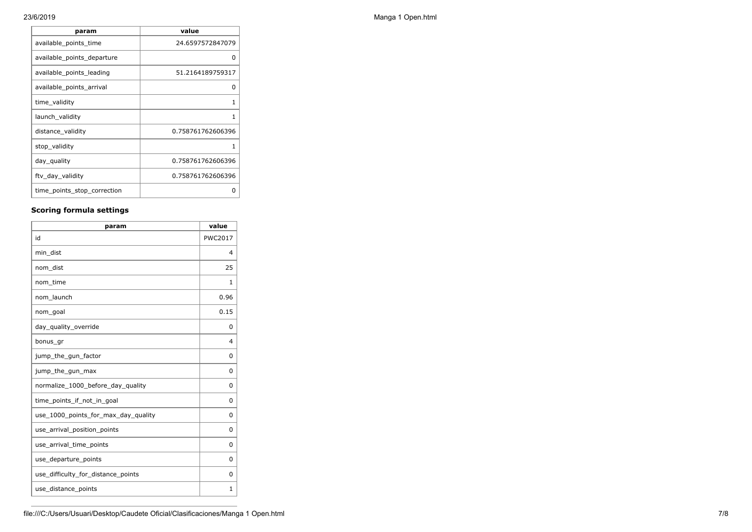| param | value |
|---|---|
| available_points_time | 24.6597572847079 |
| available_points_departure | 0 |
| available_points_leading | 51.2164189759317 |
| available_points_arrival | 0 |
| time_validity | 1 |
| launch_validity | 1 |
| distance_validity | 0.758761762606396 |
| stop_validity | 1 |
| day_quality | 0.758761762606396 |
| ftv_day_validity | 0.758761762606396 |
| time_points_stop_correction | 0 |

### Scoring formula settings

| param | value |
|---|---|
| id | PWC2017 |
| min_dist | 4 |
| nom_dist | 25 |
| nom_time | 1 |
| nom_launch | 0.96 |
| nom_goal | 0.15 |
| day_quality_override | 0 |
| bonus_gr | 4 |
| jump_the_gun_factor | 0 |
| jump_the_gun_max | 0 |
| normalize_1000_before_day_quality | 0 |
| time_points_if_not_in_goal | 0 |
| use_1000_points_for_max_day_quality | 0 |
| use_arrival_position_points | 0 |
| use_arrival_time_points | 0 |
| use_departure_points | 0 |
| use_difficulty_for_distance_points | 0 |
| use_distance_points | 1 |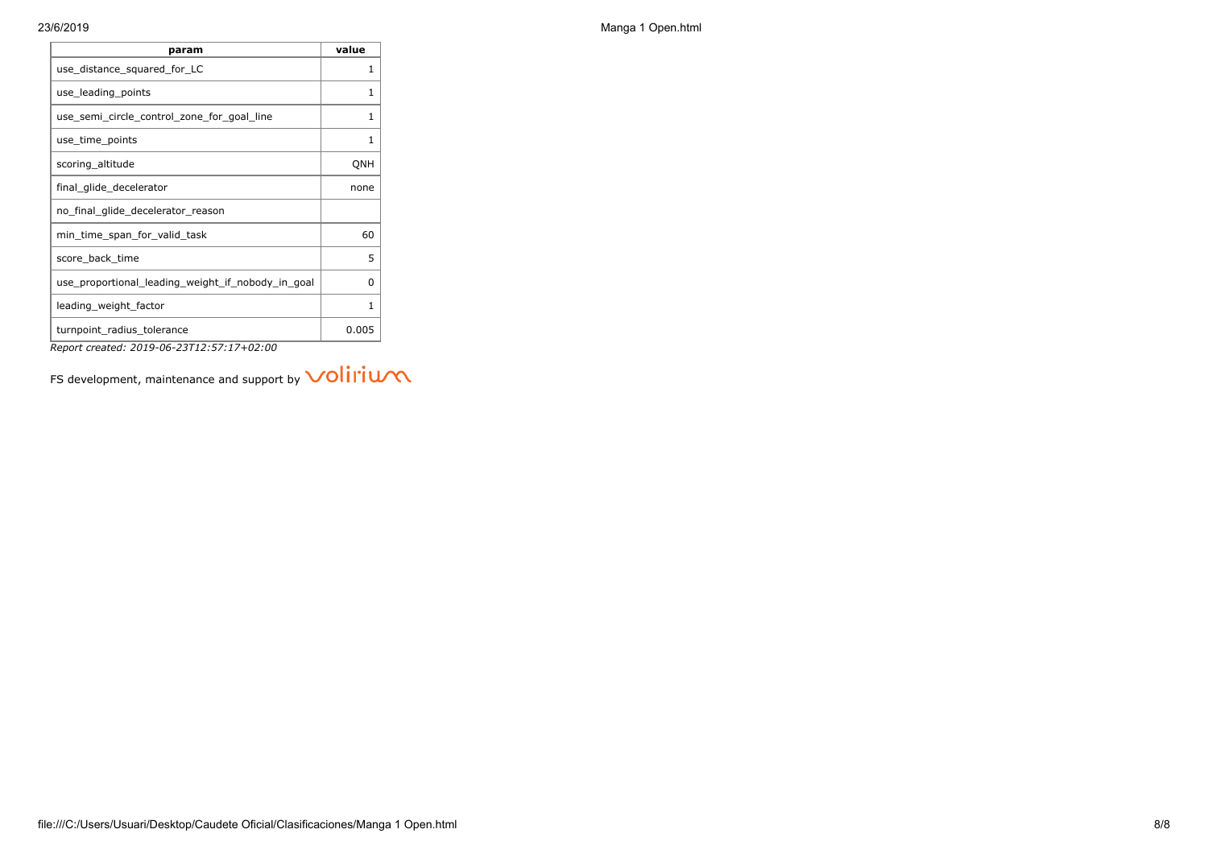| param | value |
| --- | --- |
| use_distance_squared_for_LC | 1 |
| use_leading_points | 1 |
| use_semi_circle_control_zone_for_goal_line | 1 |
| use_time_points | 1 |
| scoring_altitude | QNH |
| final_glide_decelerator | none |
| no_final_glide_decelerator_reason | |
| min_time_span_for_valid_task | 60 |
| score_back_time | 5 |
| use_proportional_leading_weight_if_nobody_in_goal | 0 |
| leading_weight_factor | 1 |
| turnpoint_radius_tolerance | 0.005 |

*Report created: 2019-06-23T12:57:17+02:00*

FS development, maintenance and support by volirium